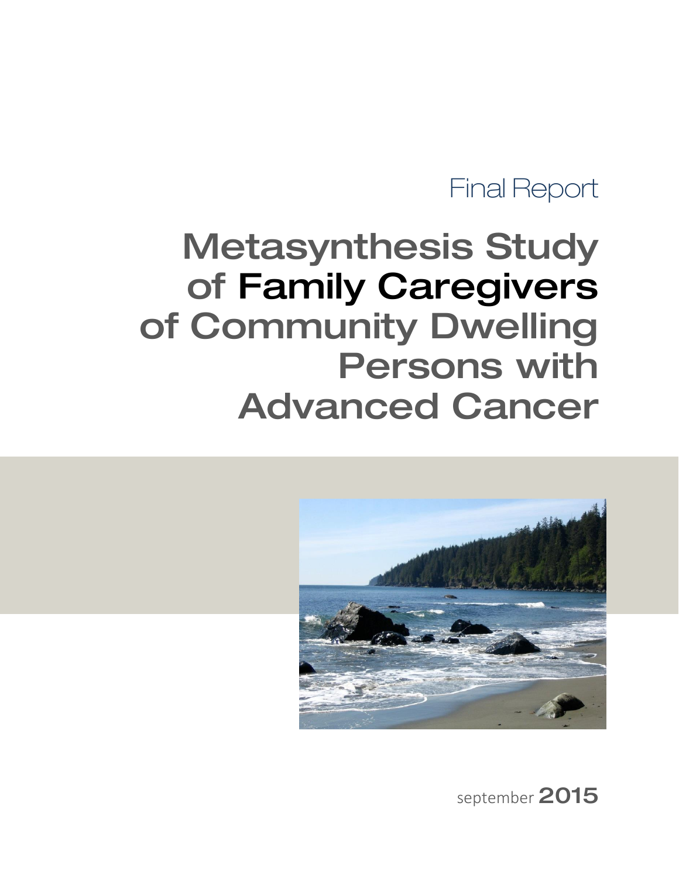Final Report

# Metasynthesis Study of Family Caregivers of Community Dwelling Persons with Advanced Cancer

september 2015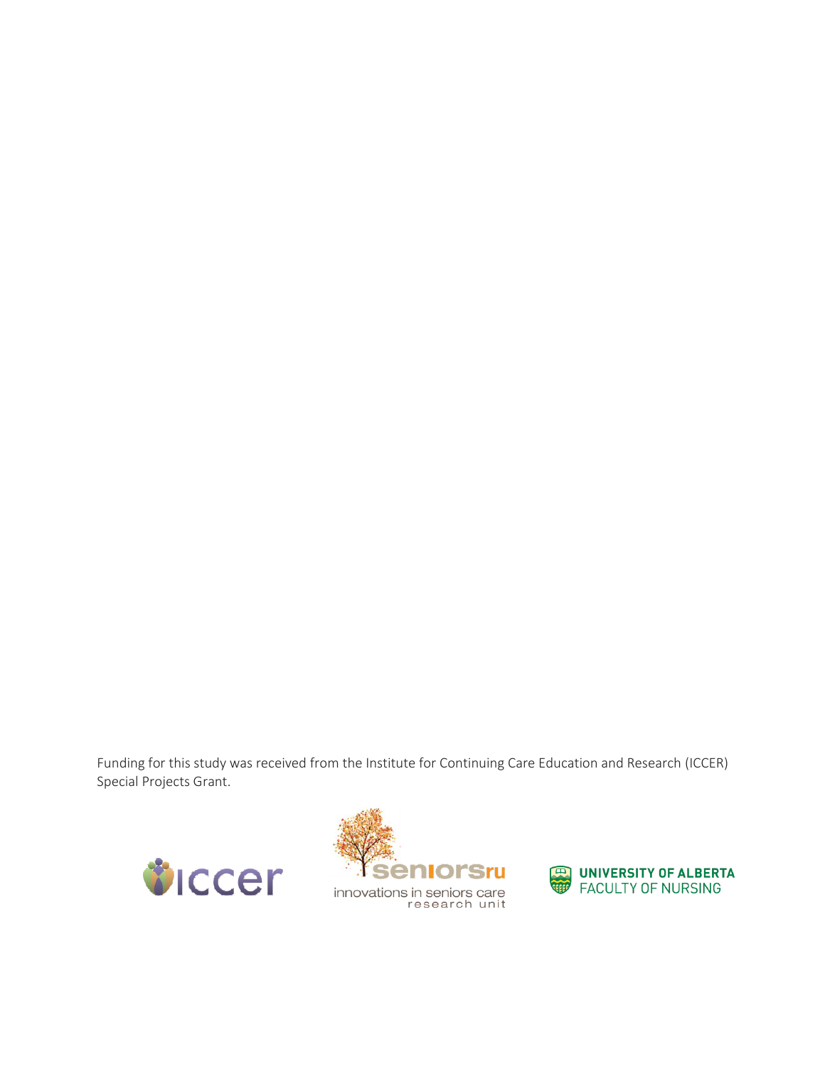Funding for this study was received from the Institute for Continuing Care Education and Research (ICCER) Special Projects Grant.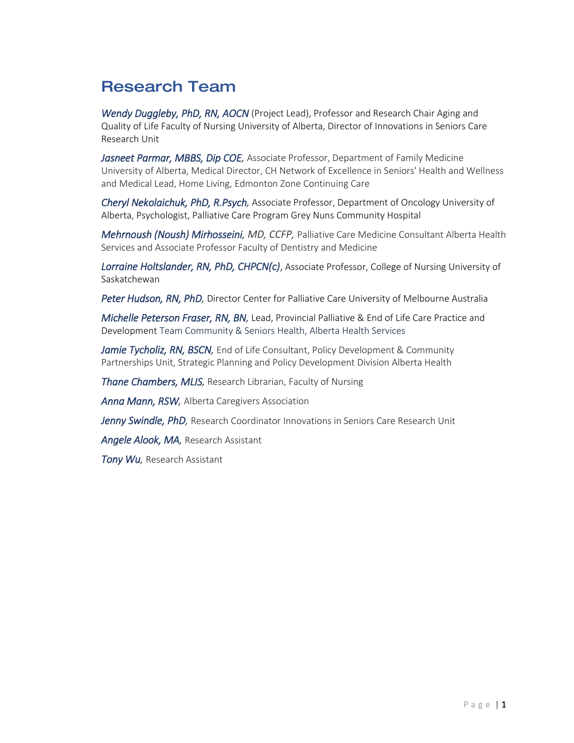# Research Team

*Wendy Duggleby, PhD, RN, AOCN* (Project Lead), Professor and Research Chair Aging and Quality of Life Faculty of Nursing University of Alberta, Director of Innovations in Seniors Care Research Unit

*Jasneet Parmar, MBBS, Dip COE,* Associate Professor, Department of Family Medicine University of Alberta, Medical Director, CH Network of Excellence in Seniors' Health and Wellness and Medical Lead, Home Living, Edmonton Zone Continuing Care

*Cheryl Nekolaichuk, PhD, R.Psych,* Associate Professor, Department of Oncology University of Alberta, Psychologist, Palliative Care Program Grey Nuns Community Hospital

*Mehrnoush (Noush) Mirhosseini, MD, CCFP,* Palliative Care Medicine Consultant Alberta Health Services and Associate Professor Faculty of Dentistry and Medicine

*Lorraine Holtslander, RN, PhD, CHPCN(c)*, Associate Professor, College of Nursing University of Saskatchewan

*Peter Hudson, RN, PhD,* Director Center for Palliative Care University of Melbourne Australia

*Michelle Peterson Fraser, RN, BN,* Lead, Provincial Palliative & End of Life Care Practice and Development Team Community & Seniors Health, Alberta Health Services

*Jamie Tycholiz, RN, BSCN,* End of Life Consultant, Policy Development & Community Partnerships Unit, Strategic Planning and Policy Development Division Alberta Health

*Thane Chambers, MLIS,* Research Librarian, Faculty of Nursing

*Anna Mann, RSW,* Alberta Caregivers Association

*Jenny Swindle, PhD,* Research Coordinator Innovations in Seniors Care Research Unit

*Angele Alook, MA,* Research Assistant

*Tony Wu,* Research Assistant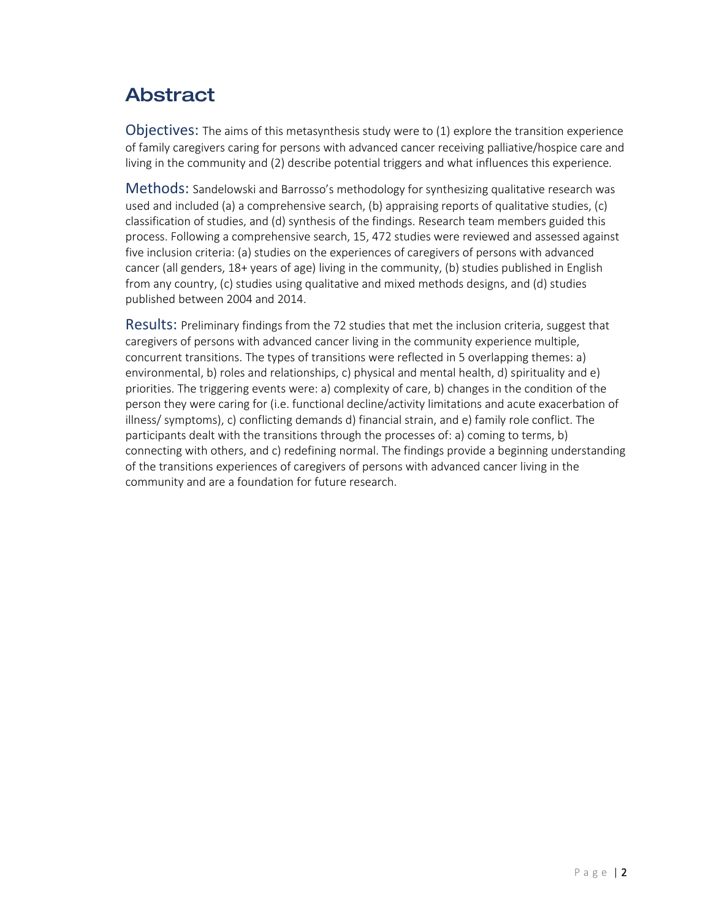# Abstract

**Objectives:** The aims of this metasynthesis study were to (1) explore the transition experience of family caregivers caring for persons with advanced cancer receiving palliative/hospice care and living in the community and (2) describe potential triggers and what influences this experience.

**Methods:** Sandelowski and Barrosso's methodology for synthesizing qualitative research was used and included (a) a comprehensive search, (b) appraising reports of qualitative studies, (c) classification of studies, and (d) synthesis of the findings. Research team members guided this process. Following a comprehensive search, 15, 472 studies were reviewed and assessed against five inclusion criteria: (a) studies on the experiences of caregivers of persons with advanced cancer (all genders, 18+ years of age) living in the community, (b) studies published in English from any country, (c) studies using qualitative and mixed methods designs, and (d) studies published between 2004 and 2014.

**Results:** Preliminary findings from the 72 studies that met the inclusion criteria, suggest that caregivers of persons with advanced cancer living in the community experience multiple, concurrent transitions. The types of transitions were reflected in 5 overlapping themes: a) environmental, b) roles and relationships, c) physical and mental health, d) spirituality and e) priorities. The triggering events were: a) complexity of care, b) changes in the condition of the person they were caring for (i.e. functional decline/activity limitations and acute exacerbation of illness/ symptoms), c) conflicting demands d) financial strain, and e) family role conflict. The participants dealt with the transitions through the processes of: a) coming to terms, b) connecting with others, and c) redefining normal. The findings provide a beginning understanding of the transitions experiences of caregivers of persons with advanced cancer living in the community and are a foundation for future research.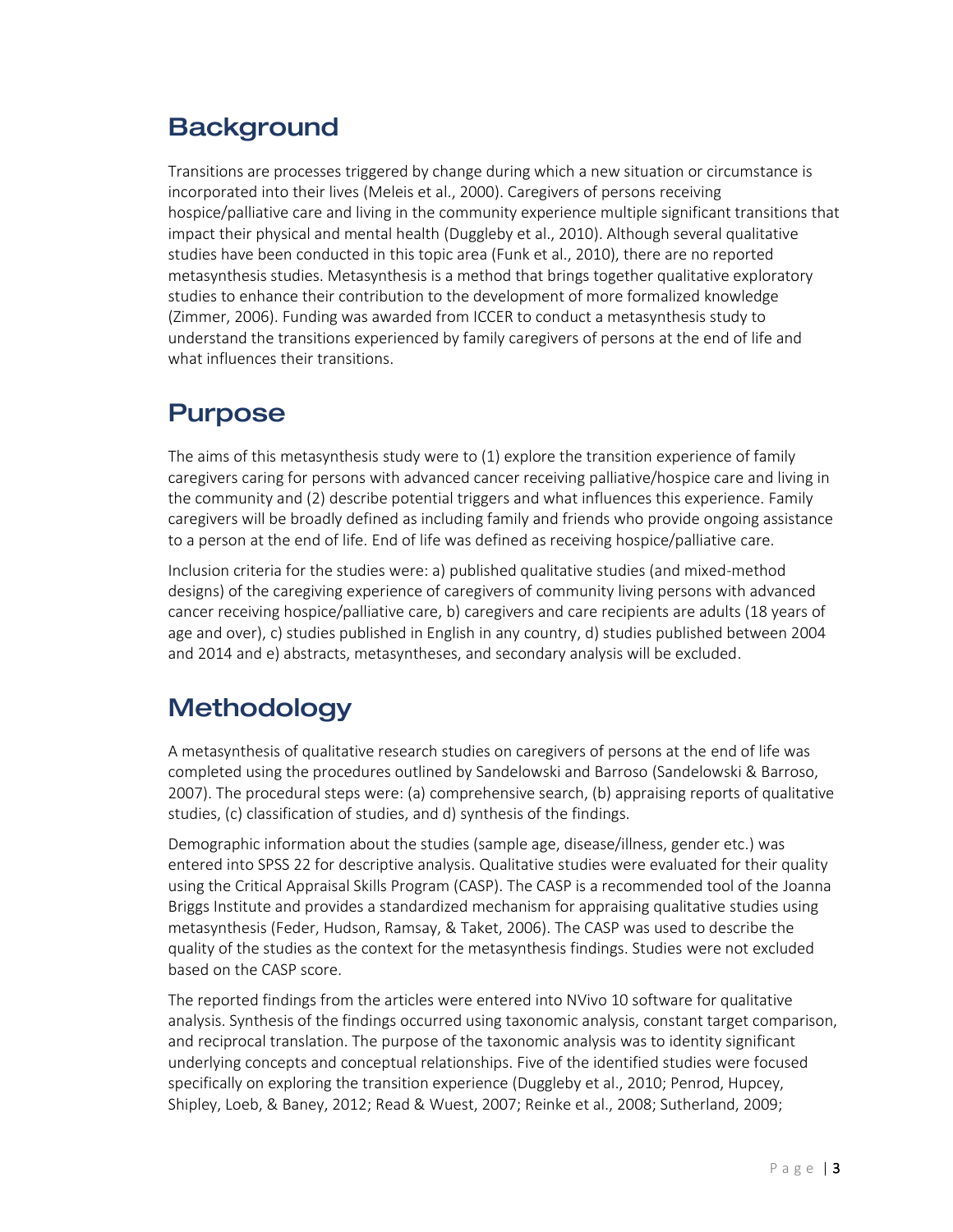## Background

Transitions are processes triggered by change during which a new situation or circumstance is incorporated into their lives (Meleis et al., 2000). Caregivers of persons receiving hospice/palliative care and living in the community experience multiple significant transitions that impact their physical and mental health (Duggleby et al., 2010). Although several qualitative studies have been conducted in this topic area (Funk et al., 2010), there are no reported metasynthesis studies. Metasynthesis is a method that brings together qualitative exploratory studies to enhance their contribution to the development of more formalized knowledge (Zimmer, 2006). Funding was awarded from ICCER to conduct a metasynthesis study to understand the transitions experienced by family caregivers of persons at the end of life and what influences their transitions.

## Purpose

The aims of this metasynthesis study were to (1) explore the transition experience of family caregivers caring for persons with advanced cancer receiving palliative/hospice care and living in the community and (2) describe potential triggers and what influences this experience. Family caregivers will be broadly defined as including family and friends who provide ongoing assistance to a person at the end of life. End of life was defined as receiving hospice/palliative care.

Inclusion criteria for the studies were: a) published qualitative studies (and mixed-method designs) of the caregiving experience of caregivers of community living persons with advanced cancer receiving hospice/palliative care, b) caregivers and care recipients are adults (18 years of age and over), c) studies published in English in any country, d) studies published between 2004 and 2014 and e) abstracts, metasyntheses, and secondary analysis will be excluded.

## Methodology

A metasynthesis of qualitative research studies on caregivers of persons at the end of life was completed using the procedures outlined by Sandelowski and Barroso (Sandelowski & Barroso, 2007). The procedural steps were: (a) comprehensive search, (b) appraising reports of qualitative studies, (c) classification of studies, and d) synthesis of the findings.

Demographic information about the studies (sample age, disease/illness, gender etc.) was entered into SPSS 22 for descriptive analysis. Qualitative studies were evaluated for their quality using the Critical Appraisal Skills Program (CASP). The CASP is a recommended tool of the Joanna Briggs Institute and provides a standardized mechanism for appraising qualitative studies using metasynthesis (Feder, Hudson, Ramsay, & Taket, 2006). The CASP was used to describe the quality of the studies as the context for the metasynthesis findings. Studies were not excluded based on the CASP score.

The reported findings from the articles were entered into NVivo 10 software for qualitative analysis. Synthesis of the findings occurred using taxonomic analysis, constant target comparison, and reciprocal translation. The purpose of the taxonomic analysis was to identity significant underlying concepts and conceptual relationships. Five of the identified studies were focused specifically on exploring the transition experience (Duggleby et al., 2010; Penrod, Hupcey, Shipley, Loeb, & Baney, 2012; Read & Wuest, 2007; Reinke et al., 2008; Sutherland, 2009;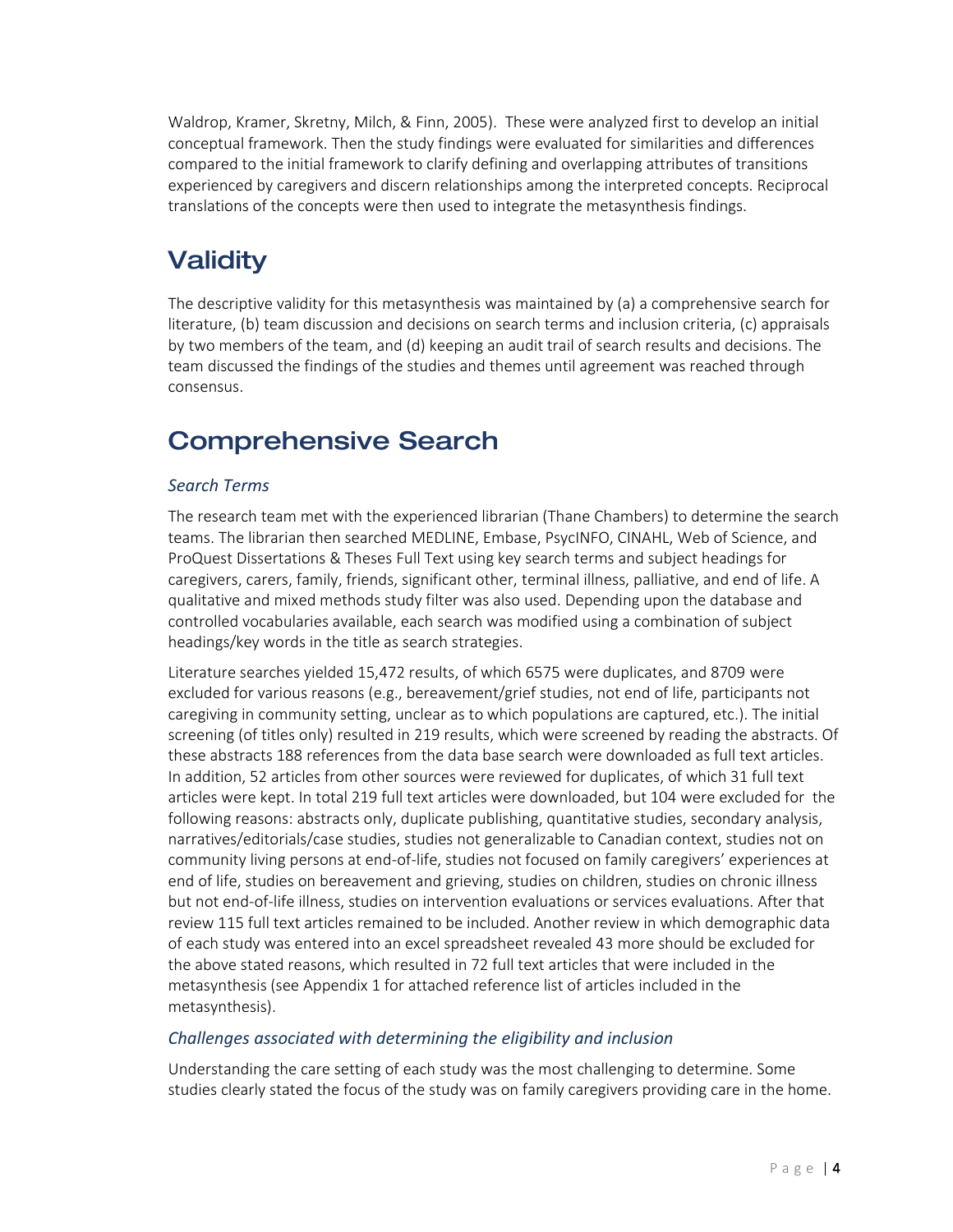Waldrop, Kramer, Skretny, Milch, & Finn, 2005). These were analyzed first to develop an initial conceptual framework. Then the study findings were evaluated for similarities and differences compared to the initial framework to clarify defining and overlapping attributes of transitions experienced by caregivers and discern relationships among the interpreted concepts. Reciprocal translations of the concepts were then used to integrate the metasynthesis findings.

# Validity

The descriptive validity for this metasynthesis was maintained by (a) a comprehensive search for literature, (b) team discussion and decisions on search terms and inclusion criteria, (c) appraisals by two members of the team, and (d) keeping an audit trail of search results and decisions. The team discussed the findings of the studies and themes until agreement was reached through consensus.

# Comprehensive Search

### *Search Terms*

The research team met with the experienced librarian (Thane Chambers) to determine the search teams. The librarian then searched MEDLINE, Embase, PsycINFO, CINAHL, Web of Science, and ProQuest Dissertations & Theses Full Text using key search terms and subject headings for caregivers, carers, family, friends, significant other, terminal illness, palliative, and end of life. A qualitative and mixed methods study filter was also used. Depending upon the database and controlled vocabularies available, each search was modified using a combination of subject headings/key words in the title as search strategies.

Literature searches yielded 15,472 results, of which 6575 were duplicates, and 8709 were excluded for various reasons (e.g., bereavement/grief studies, not end of life, participants not caregiving in community setting, unclear as to which populations are captured, etc.). The initial screening (of titles only) resulted in 219 results, which were screened by reading the abstracts. Of these abstracts 188 references from the data base search were downloaded as full text articles. In addition, 52 articles from other sources were reviewed for duplicates, of which 31 full text articles were kept. In total 219 full text articles were downloaded, but 104 were excluded for the following reasons: abstracts only, duplicate publishing, quantitative studies, secondary analysis, narratives/editorials/case studies, studies not generalizable to Canadian context, studies not on community living persons at end-of-life, studies not focused on family caregivers' experiences at end of life, studies on bereavement and grieving, studies on children, studies on chronic illness but not end-of-life illness, studies on intervention evaluations or services evaluations. After that review 115 full text articles remained to be included. Another review in which demographic data of each study was entered into an excel spreadsheet revealed 43 more should be excluded for the above stated reasons, which resulted in 72 full text articles that were included in the metasynthesis (see Appendix 1 for attached reference list of articles included in the metasynthesis).

### *Challenges associated with determining the eligibility and inclusion*

Understanding the care setting of each study was the most challenging to determine. Some studies clearly stated the focus of the study was on family caregivers providing care in the home.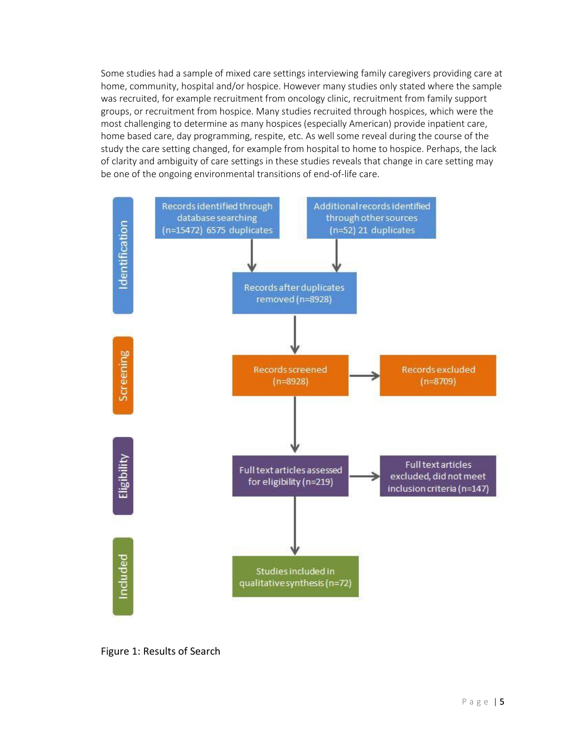Some studies had a sample of mixed care settings interviewing family caregivers providing care at home, community, hospital and/or hospice. However many studies only stated where the sample was recruited, for example recruitment from oncology clinic, recruitment from family support groups, or recruitment from hospice. Many studies recruited through hospices, which were the most challenging to determine as many hospices (especially American) provide inpatient care, home based care, day programming, respite, etc. As well some reveal during the course of the study the care setting changed, for example from hospital to home to hospice. Perhaps, the lack of clarity and ambiguity of care settings in these studies reveals that change in care setting may be one of the ongoing environmental transitions of end-of-life care.

**Identification**

- Records identified through database searching (n=15472) 6575 duplicates
- Additional records identified through other sources (n=52) 21 duplicates
- Records after duplicates removed (n=8928)

**Screening**

- Records screened (n=8928)
- Records excluded (n=8709)

**Eligibility**

- Full text articles assessed for eligibility (n=219)
- Full text articles excluded, did not meet inclusion criteria (n=147)

**Included**

- Studies included in qualitative synthesis (n=72)

Figure 1: Results of Search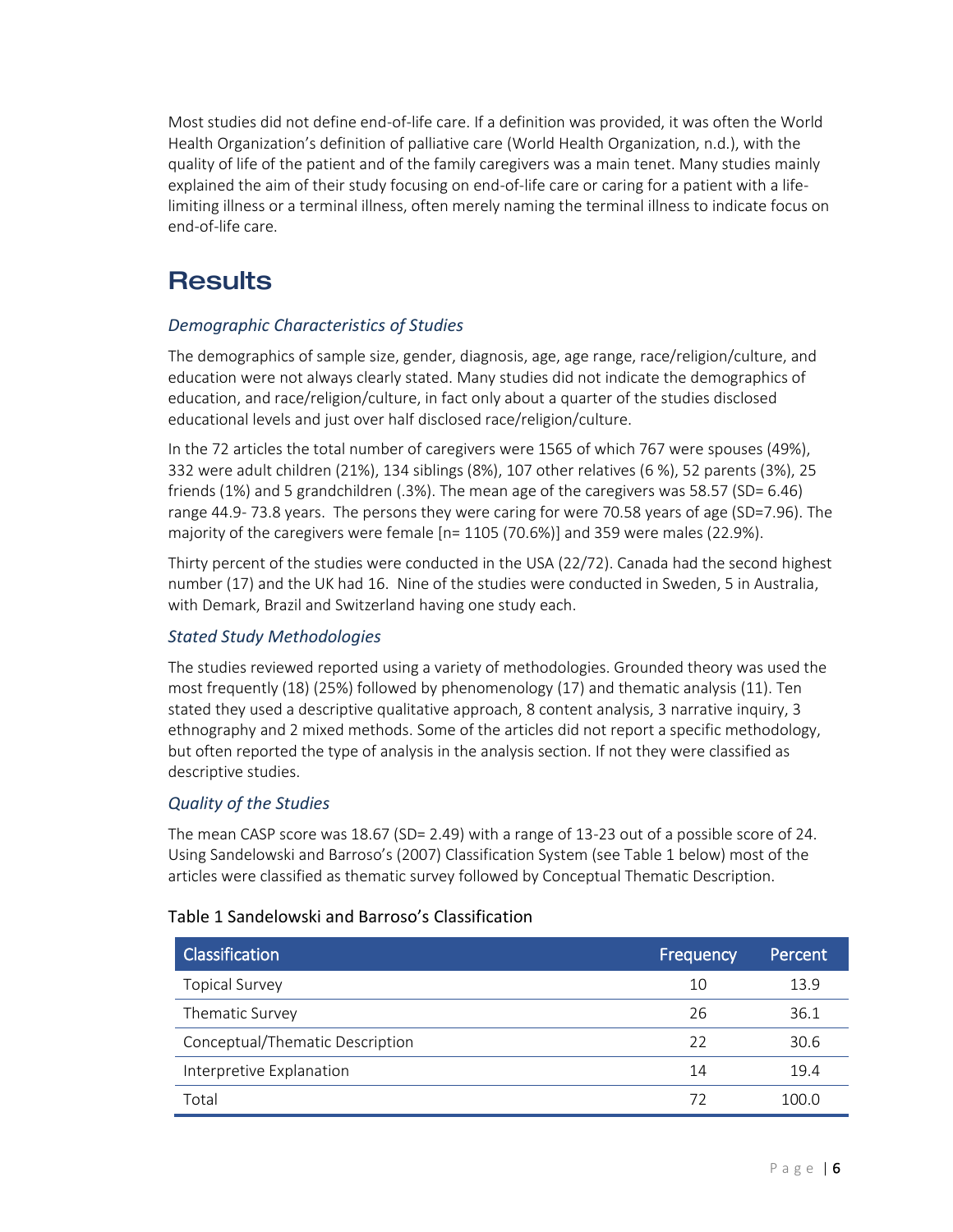Most studies did not define end-of-life care. If a definition was provided, it was often the World Health Organization's definition of palliative care (World Health Organization, n.d.), with the quality of life of the patient and of the family caregivers was a main tenet. Many studies mainly explained the aim of their study focusing on end-of-life care or caring for a patient with a life-limiting illness or a terminal illness, often merely naming the terminal illness to indicate focus on end-of-life care.

# Results

### *Demographic Characteristics of Studies*

The demographics of sample size, gender, diagnosis, age, age range, race/religion/culture, and education were not always clearly stated. Many studies did not indicate the demographics of education, and race/religion/culture, in fact only about a quarter of the studies disclosed educational levels and just over half disclosed race/religion/culture.

In the 72 articles the total number of caregivers were 1565 of which 767 were spouses (49%), 332 were adult children (21%), 134 siblings (8%), 107 other relatives (6 %), 52 parents (3%), 25 friends (1%) and 5 grandchildren (.3%). The mean age of the caregivers was 58.57 (SD= 6.46) range 44.9- 73.8 years. The persons they were caring for were 70.58 years of age (SD=7.96). The majority of the caregivers were female [n= 1105 (70.6%)] and 359 were males (22.9%).

Thirty percent of the studies were conducted in the USA (22/72). Canada had the second highest number (17) and the UK had 16. Nine of the studies were conducted in Sweden, 5 in Australia, with Demark, Brazil and Switzerland having one study each.

### *Stated Study Methodologies*

The studies reviewed reported using a variety of methodologies. Grounded theory was used the most frequently (18) (25%) followed by phenomenology (17) and thematic analysis (11). Ten stated they used a descriptive qualitative approach, 8 content analysis, 3 narrative inquiry, 3 ethnography and 2 mixed methods. Some of the articles did not report a specific methodology, but often reported the type of analysis in the analysis section. If not they were classified as descriptive studies.

### *Quality of the Studies*

The mean CASP score was 18.67 (SD= 2.49) with a range of 13-23 out of a possible score of 24. Using Sandelowski and Barroso's (2007) Classification System (see Table 1 below) most of the articles were classified as thematic survey followed by Conceptual Thematic Description.

Table 1 Sandelowski and Barroso's Classification

| Classification | Frequency | Percent |
|---|---|---|
| Topical Survey | 10 | 13.9 |
| Thematic Survey | 26 | 36.1 |
| Conceptual/Thematic Description | 22 | 30.6 |
| Interpretive Explanation | 14 | 19.4 |
| Total | 72 | 100.0 |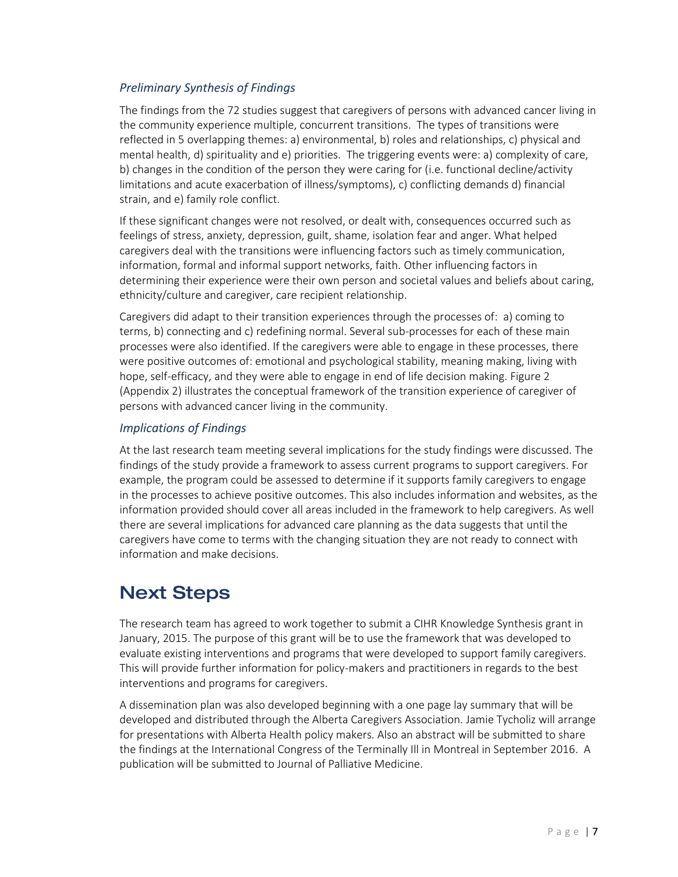### *Preliminary Synthesis of Findings*

The findings from the 72 studies suggest that caregivers of persons with advanced cancer living in the community experience multiple, concurrent transitions. The types of transitions were reflected in 5 overlapping themes: a) environmental, b) roles and relationships, c) physical and mental health, d) spirituality and e) priorities. The triggering events were: a) complexity of care, b) changes in the condition of the person they were caring for (i.e. functional decline/activity limitations and acute exacerbation of illness/symptoms), c) conflicting demands d) financial strain, and e) family role conflict.

If these significant changes were not resolved, or dealt with, consequences occurred such as feelings of stress, anxiety, depression, guilt, shame, isolation fear and anger. What helped caregivers deal with the transitions were influencing factors such as timely communication, information, formal and informal support networks, faith. Other influencing factors in determining their experience were their own person and societal values and beliefs about caring, ethnicity/culture and caregiver, care recipient relationship.

Caregivers did adapt to their transition experiences through the processes of: a) coming to terms, b) connecting and c) redefining normal. Several sub-processes for each of these main processes were also identified. If the caregivers were able to engage in these processes, there were positive outcomes of: emotional and psychological stability, meaning making, living with hope, self-efficacy, and they were able to engage in end of life decision making. Figure 2 (Appendix 2) illustrates the conceptual framework of the transition experience of caregiver of persons with advanced cancer living in the community.

### *Implications of Findings*

At the last research team meeting several implications for the study findings were discussed. The findings of the study provide a framework to assess current programs to support caregivers. For example, the program could be assessed to determine if it supports family caregivers to engage in the processes to achieve positive outcomes. This also includes information and websites, as the information provided should cover all areas included in the framework to help caregivers. As well there are several implications for advanced care planning as the data suggests that until the caregivers have come to terms with the changing situation they are not ready to connect with information and make decisions.

## Next Steps

The research team has agreed to work together to submit a CIHR Knowledge Synthesis grant in January, 2015. The purpose of this grant will be to use the framework that was developed to evaluate existing interventions and programs that were developed to support family caregivers. This will provide further information for policy-makers and practitioners in regards to the best interventions and programs for caregivers.

A dissemination plan was also developed beginning with a one page lay summary that will be developed and distributed through the Alberta Caregivers Association. Jamie Tycholiz will arrange for presentations with Alberta Health policy makers. Also an abstract will be submitted to share the findings at the International Congress of the Terminally Ill in Montreal in September 2016. A publication will be submitted to Journal of Palliative Medicine.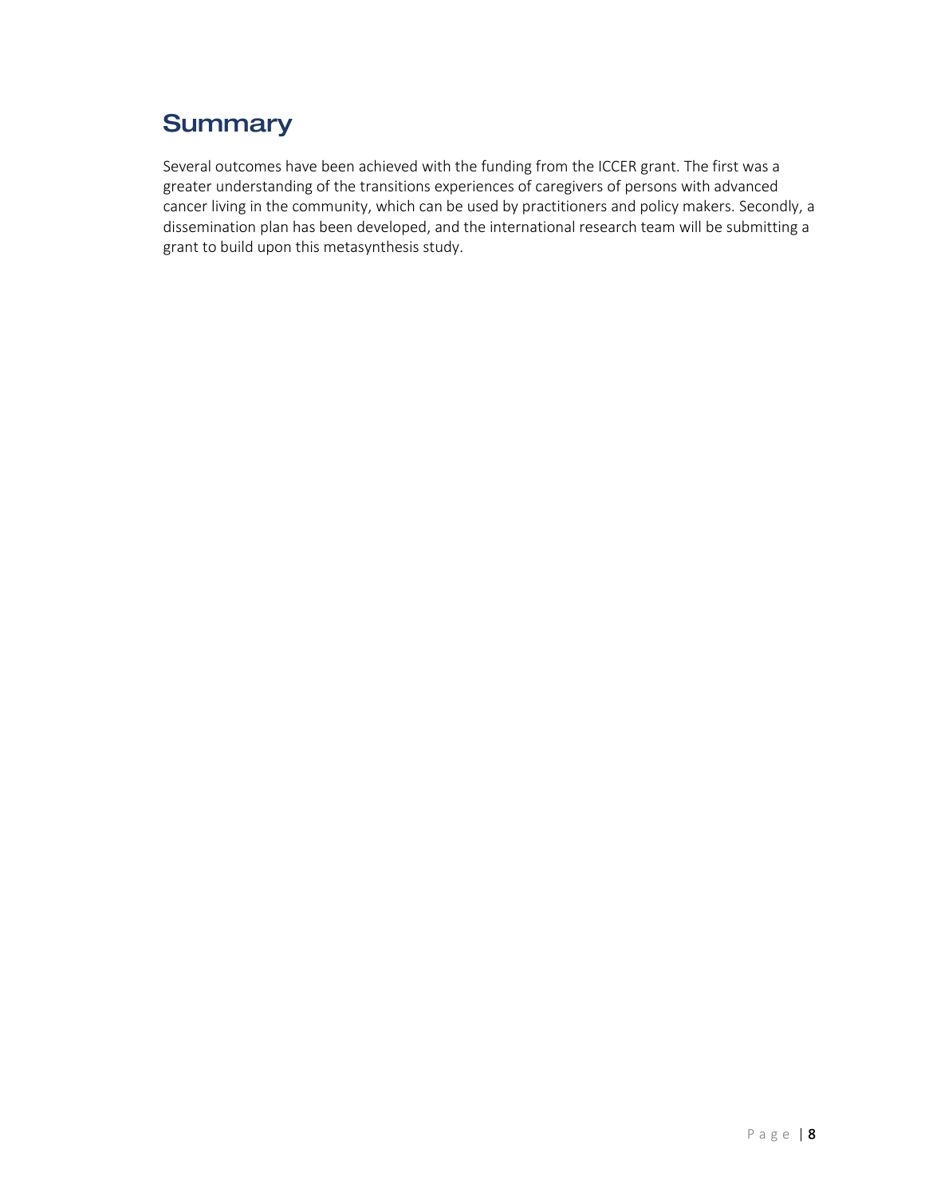## Summary

Several outcomes have been achieved with the funding from the ICCER grant. The first was a greater understanding of the transitions experiences of caregivers of persons with advanced cancer living in the community, which can be used by practitioners and policy makers. Secondly, a dissemination plan has been developed, and the international research team will be submitting a grant to build upon this metasynthesis study.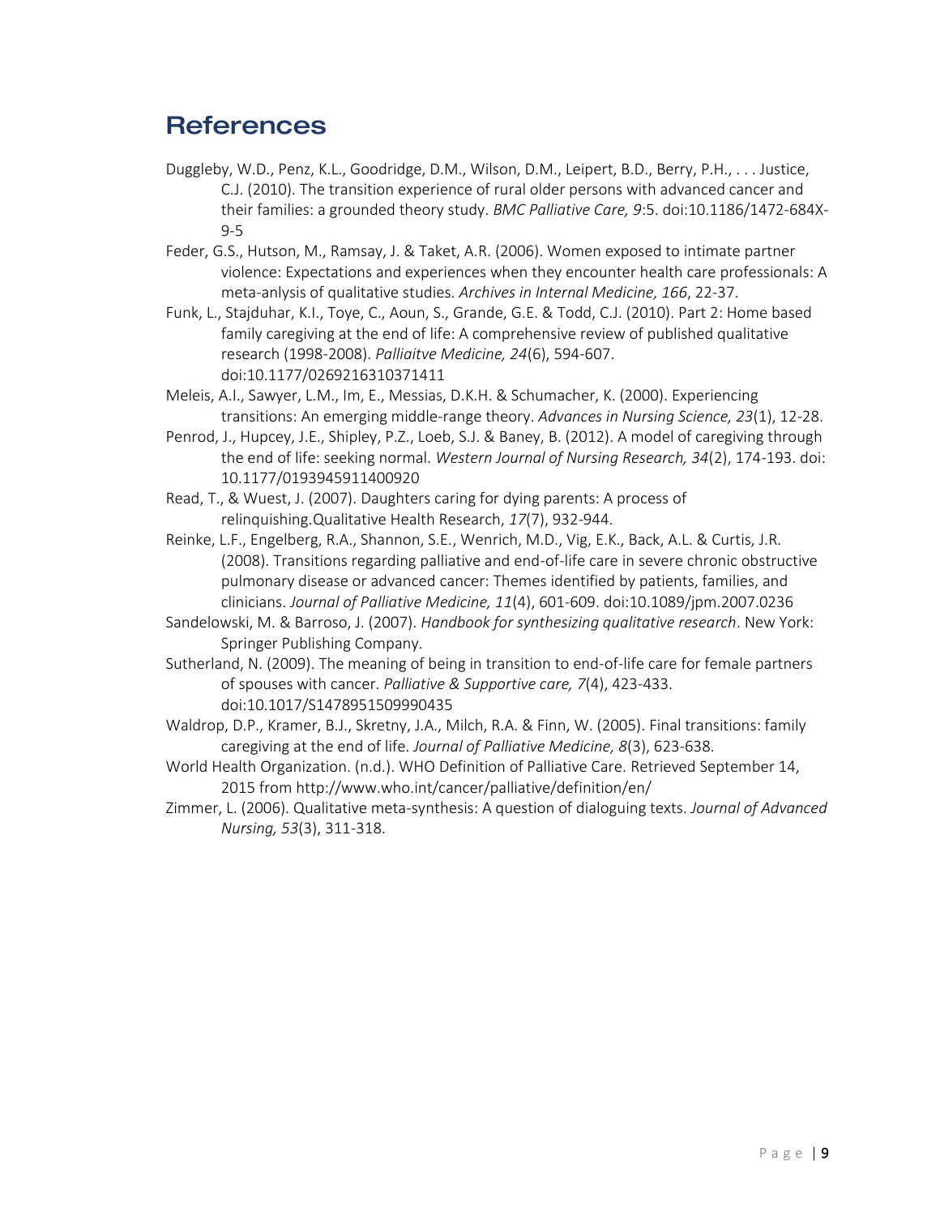## References

Duggleby, W.D., Penz, K.L., Goodridge, D.M., Wilson, D.M., Leipert, B.D., Berry, P.H., . . . Justice, C.J. (2010). The transition experience of rural older persons with advanced cancer and their families: a grounded theory study. *BMC Palliative Care, 9*:5. doi:10.1186/1472-684X-9-5

Feder, G.S., Hutson, M., Ramsay, J. & Taket, A.R. (2006). Women exposed to intimate partner violence: Expectations and experiences when they encounter health care professionals: A meta-anlysis of qualitative studies. *Archives in Internal Medicine, 166*, 22-37.

Funk, L., Stajduhar, K.I., Toye, C., Aoun, S., Grande, G.E. & Todd, C.J. (2010). Part 2: Home based family caregiving at the end of life: A comprehensive review of published qualitative research (1998-2008). *Palliaitve Medicine, 24*(6), 594-607. doi:10.1177/0269216310371411

Meleis, A.I., Sawyer, L.M., Im, E., Messias, D.K.H. & Schumacher, K. (2000). Experiencing transitions: An emerging middle-range theory. *Advances in Nursing Science, 23*(1), 12-28.

Penrod, J., Hupcey, J.E., Shipley, P.Z., Loeb, S.J. & Baney, B. (2012). A model of caregiving through the end of life: seeking normal. *Western Journal of Nursing Research, 34*(2), 174-193. doi: 10.1177/0193945911400920

Read, T., & Wuest, J. (2007). Daughters caring for dying parents: A process of relinquishing.Qualitative Health Research, *17*(7), 932-944.

Reinke, L.F., Engelberg, R.A., Shannon, S.E., Wenrich, M.D., Vig, E.K., Back, A.L. & Curtis, J.R. (2008). Transitions regarding palliative and end-of-life care in severe chronic obstructive pulmonary disease or advanced cancer: Themes identified by patients, families, and clinicians. *Journal of Palliative Medicine, 11*(4), 601-609. doi:10.1089/jpm.2007.0236

Sandelowski, M. & Barroso, J. (2007). *Handbook for synthesizing qualitative research*. New York: Springer Publishing Company.

Sutherland, N. (2009). The meaning of being in transition to end-of-life care for female partners of spouses with cancer. *Palliative & Supportive care, 7*(4), 423-433. doi:10.1017/S1478951509990435

Waldrop, D.P., Kramer, B.J., Skretny, J.A., Milch, R.A. & Finn, W. (2005). Final transitions: family caregiving at the end of life. *Journal of Palliative Medicine, 8*(3), 623-638.

World Health Organization. (n.d.). WHO Definition of Palliative Care. Retrieved September 14, 2015 from http://www.who.int/cancer/palliative/definition/en/

Zimmer, L. (2006). Qualitative meta-synthesis: A question of dialoguing texts. *Journal of Advanced Nursing, 53*(3), 311-318.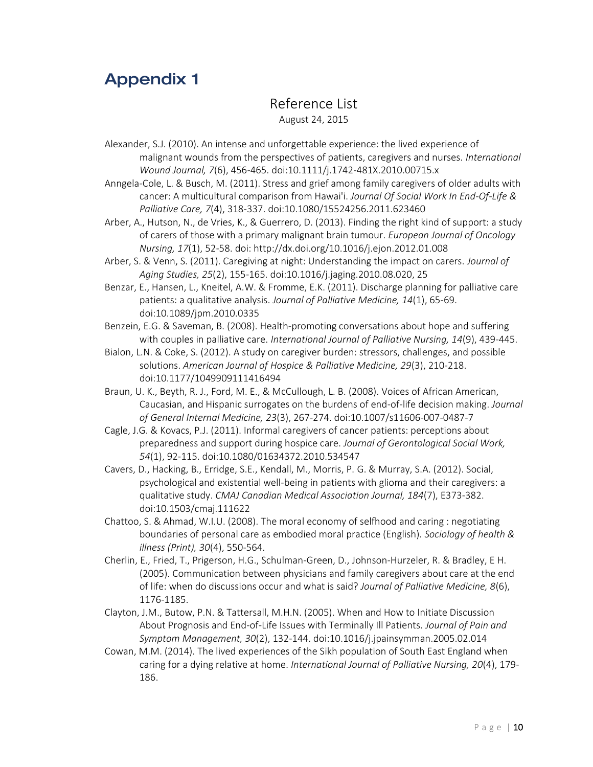# Appendix 1

## Reference List

August 24, 2015

Alexander, S.J. (2010). An intense and unforgettable experience: the lived experience of malignant wounds from the perspectives of patients, caregivers and nurses. *International Wound Journal, 7*(6), 456-465. doi:10.1111/j.1742-481X.2010.00715.x

Anngela-Cole, L. & Busch, M. (2011). Stress and grief among family caregivers of older adults with cancer: A multicultural comparison from Hawai'i. *Journal Of Social Work In End-Of-Life & Palliative Care, 7*(4), 318-337. doi:10.1080/15524256.2011.623460

Arber, A., Hutson, N., de Vries, K., & Guerrero, D. (2013). Finding the right kind of support: a study of carers of those with a primary malignant brain tumour. *European Journal of Oncology Nursing, 17*(1), 52-58. doi: http://dx.doi.org/10.1016/j.ejon.2012.01.008

Arber, S. & Venn, S. (2011). Caregiving at night: Understanding the impact on carers. *Journal of Aging Studies, 25*(2), 155-165. doi:10.1016/j.jaging.2010.08.020, 25

Benzar, E., Hansen, L., Kneitel, A.W. & Fromme, E.K. (2011). Discharge planning for palliative care patients: a qualitative analysis. *Journal of Palliative Medicine, 14*(1), 65-69. doi:10.1089/jpm.2010.0335

Benzein, E.G. & Saveman, B. (2008). Health-promoting conversations about hope and suffering with couples in palliative care. *International Journal of Palliative Nursing, 14*(9), 439-445.

Bialon, L.N. & Coke, S. (2012). A study on caregiver burden: stressors, challenges, and possible solutions. *American Journal of Hospice & Palliative Medicine, 29*(3), 210-218. doi:10.1177/1049909111416494

Braun, U. K., Beyth, R. J., Ford, M. E., & McCullough, L. B. (2008). Voices of African American, Caucasian, and Hispanic surrogates on the burdens of end-of-life decision making. *Journal of General Internal Medicine, 23*(3), 267-274. doi:10.1007/s11606-007-0487-7

Cagle, J.G. & Kovacs, P.J. (2011). Informal caregivers of cancer patients: perceptions about preparedness and support during hospice care. *Journal of Gerontological Social Work, 54*(1), 92-115. doi:10.1080/01634372.2010.534547

Cavers, D., Hacking, B., Erridge, S.E., Kendall, M., Morris, P. G. & Murray, S.A. (2012). Social, psychological and existential well-being in patients with glioma and their caregivers: a qualitative study. *CMAJ Canadian Medical Association Journal, 184*(7), E373-382. doi:10.1503/cmaj.111622

Chattoo, S. & Ahmad, W.I.U. (2008). The moral economy of selfhood and caring : negotiating boundaries of personal care as embodied moral practice (English). *Sociology of health & illness (Print), 30*(4), 550-564.

Cherlin, E., Fried, T., Prigerson, H.G., Schulman-Green, D., Johnson-Hurzeler, R. & Bradley, E H. (2005). Communication between physicians and family caregivers about care at the end of life: when do discussions occur and what is said? *Journal of Palliative Medicine, 8*(6), 1176-1185.

Clayton, J.M., Butow, P.N. & Tattersall, M.H.N. (2005). When and How to Initiate Discussion About Prognosis and End-of-Life Issues with Terminally Ill Patients. *Journal of Pain and Symptom Management, 30*(2), 132-144. doi:10.1016/j.jpainsymman.2005.02.014

Cowan, M.M. (2014). The lived experiences of the Sikh population of South East England when caring for a dying relative at home. *International Journal of Palliative Nursing, 20*(4), 179-186.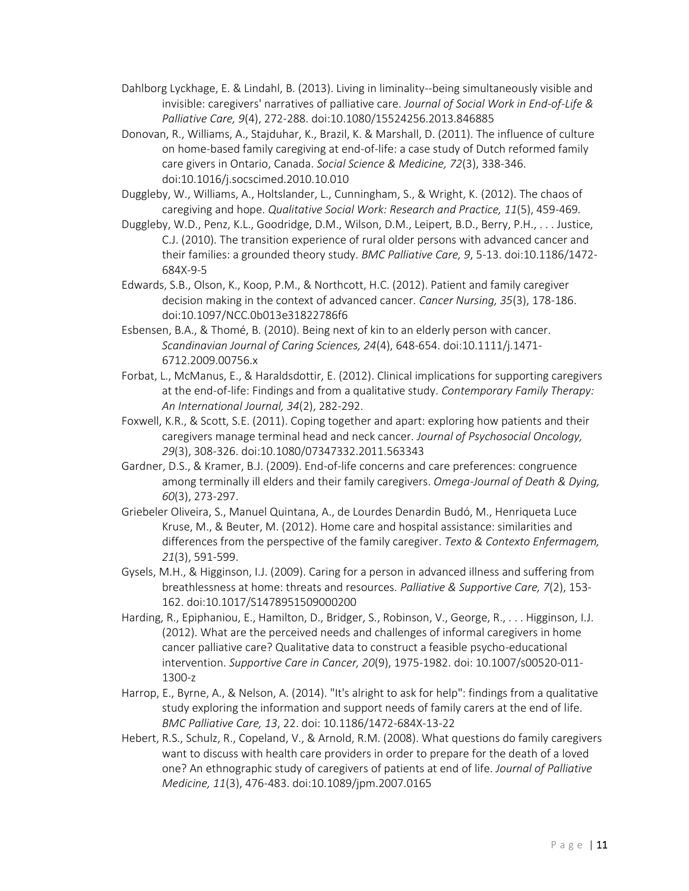Dahlborg Lyckhage, E. & Lindahl, B. (2013). Living in liminality--being simultaneously visible and invisible: caregivers' narratives of palliative care. *Journal of Social Work in End-of-Life & Palliative Care, 9*(4), 272-288. doi:10.1080/15524256.2013.846885

Donovan, R., Williams, A., Stajduhar, K., Brazil, K. & Marshall, D. (2011). The influence of culture on home-based family caregiving at end-of-life: a case study of Dutch reformed family care givers in Ontario, Canada. *Social Science & Medicine, 72*(3), 338-346. doi:10.1016/j.socscimed.2010.10.010

Duggleby, W., Williams, A., Holtslander, L., Cunningham, S., & Wright, K. (2012). The chaos of caregiving and hope. *Qualitative Social Work: Research and Practice, 11*(5), 459-469.

Duggleby, W.D., Penz, K.L., Goodridge, D.M., Wilson, D.M., Leipert, B.D., Berry, P.H., . . . Justice, C.J. (2010). The transition experience of rural older persons with advanced cancer and their families: a grounded theory study. *BMC Palliative Care, 9*, 5-13. doi:10.1186/1472-684X-9-5

Edwards, S.B., Olson, K., Koop, P.M., & Northcott, H.C. (2012). Patient and family caregiver decision making in the context of advanced cancer. *Cancer Nursing, 35*(3), 178-186. doi:10.1097/NCC.0b013e31822786f6

Esbensen, B.A., & Thomé, B. (2010). Being next of kin to an elderly person with cancer. *Scandinavian Journal of Caring Sciences, 24*(4), 648-654. doi:10.1111/j.1471-6712.2009.00756.x

Forbat, L., McManus, E., & Haraldsdottir, E. (2012). Clinical implications for supporting caregivers at the end-of-life: Findings and from a qualitative study. *Contemporary Family Therapy: An International Journal, 34*(2), 282-292.

Foxwell, K.R., & Scott, S.E. (2011). Coping together and apart: exploring how patients and their caregivers manage terminal head and neck cancer. *Journal of Psychosocial Oncology, 29*(3), 308-326. doi:10.1080/07347332.2011.563343

Gardner, D.S., & Kramer, B.J. (2009). End-of-life concerns and care preferences: congruence among terminally ill elders and their family caregivers. *Omega-Journal of Death & Dying, 60*(3), 273-297.

Griebeler Oliveira, S., Manuel Quintana, A., de Lourdes Denardin Budó, M., Henriqueta Luce Kruse, M., & Beuter, M. (2012). Home care and hospital assistance: similarities and differences from the perspective of the family caregiver. *Texto & Contexto Enfermagem, 21*(3), 591-599.

Gysels, M.H., & Higginson, I.J. (2009). Caring for a person in advanced illness and suffering from breathlessness at home: threats and resources. *Palliative & Supportive Care, 7*(2), 153-162. doi:10.1017/S1478951509000200

Harding, R., Epiphaniou, E., Hamilton, D., Bridger, S., Robinson, V., George, R., . . . Higginson, I.J. (2012). What are the perceived needs and challenges of informal caregivers in home cancer palliative care? Qualitative data to construct a feasible psycho-educational intervention. *Supportive Care in Cancer, 20*(9), 1975-1982. doi: 10.1007/s00520-011-1300-z

Harrop, E., Byrne, A., & Nelson, A. (2014). "It's alright to ask for help": findings from a qualitative study exploring the information and support needs of family carers at the end of life. *BMC Palliative Care, 13*, 22. doi: 10.1186/1472-684X-13-22

Hebert, R.S., Schulz, R., Copeland, V., & Arnold, R.M. (2008). What questions do family caregivers want to discuss with health care providers in order to prepare for the death of a loved one? An ethnographic study of caregivers of patients at end of life. *Journal of Palliative Medicine, 11*(3), 476-483. doi:10.1089/jpm.2007.0165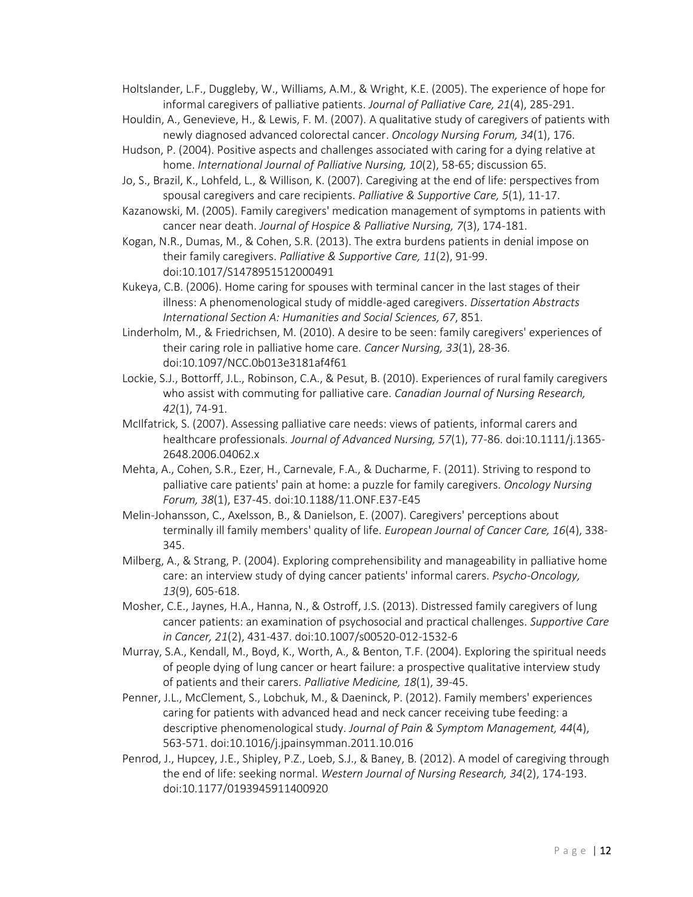Holtslander, L.F., Duggleby, W., Williams, A.M., & Wright, K.E. (2005). The experience of hope for informal caregivers of palliative patients. *Journal of Palliative Care, 21*(4), 285-291.

Houldin, A., Genevieve, H., & Lewis, F. M. (2007). A qualitative study of caregivers of patients with newly diagnosed advanced colorectal cancer. *Oncology Nursing Forum, 34*(1), 176.

Hudson, P. (2004). Positive aspects and challenges associated with caring for a dying relative at home. *International Journal of Palliative Nursing, 10*(2), 58-65; discussion 65.

Jo, S., Brazil, K., Lohfeld, L., & Willison, K. (2007). Caregiving at the end of life: perspectives from spousal caregivers and care recipients. *Palliative & Supportive Care, 5*(1), 11-17.

Kazanowski, M. (2005). Family caregivers' medication management of symptoms in patients with cancer near death. *Journal of Hospice & Palliative Nursing, 7*(3), 174-181.

Kogan, N.R., Dumas, M., & Cohen, S.R. (2013). The extra burdens patients in denial impose on their family caregivers. *Palliative & Supportive Care, 11*(2), 91-99. doi:10.1017/S1478951512000491

Kukeya, C.B. (2006). Home caring for spouses with terminal cancer in the last stages of their illness: A phenomenological study of middle-aged caregivers. *Dissertation Abstracts International Section A: Humanities and Social Sciences, 67*, 851.

Linderholm, M., & Friedrichsen, M. (2010). A desire to be seen: family caregivers' experiences of their caring role in palliative home care. *Cancer Nursing, 33*(1), 28-36. doi:10.1097/NCC.0b013e3181af4f61

Lockie, S.J., Bottorff, J.L., Robinson, C.A., & Pesut, B. (2010). Experiences of rural family caregivers who assist with commuting for palliative care. *Canadian Journal of Nursing Research, 42*(1), 74-91.

McIlfatrick, S. (2007). Assessing palliative care needs: views of patients, informal carers and healthcare professionals. *Journal of Advanced Nursing, 57*(1), 77-86. doi:10.1111/j.1365-2648.2006.04062.x

Mehta, A., Cohen, S.R., Ezer, H., Carnevale, F.A., & Ducharme, F. (2011). Striving to respond to palliative care patients' pain at home: a puzzle for family caregivers. *Oncology Nursing Forum, 38*(1), E37-45. doi:10.1188/11.ONF.E37-E45

Melin-Johansson, C., Axelsson, B., & Danielson, E. (2007). Caregivers' perceptions about terminally ill family members' quality of life. *European Journal of Cancer Care, 16*(4), 338-345.

Milberg, A., & Strang, P. (2004). Exploring comprehensibility and manageability in palliative home care: an interview study of dying cancer patients' informal carers. *Psycho-Oncology, 13*(9), 605-618.

Mosher, C.E., Jaynes, H.A., Hanna, N., & Ostroff, J.S. (2013). Distressed family caregivers of lung cancer patients: an examination of psychosocial and practical challenges. *Supportive Care in Cancer, 21*(2), 431-437. doi:10.1007/s00520-012-1532-6

Murray, S.A., Kendall, M., Boyd, K., Worth, A., & Benton, T.F. (2004). Exploring the spiritual needs of people dying of lung cancer or heart failure: a prospective qualitative interview study of patients and their carers. *Palliative Medicine, 18*(1), 39-45.

Penner, J.L., McClement, S., Lobchuk, M., & Daeninck, P. (2012). Family members' experiences caring for patients with advanced head and neck cancer receiving tube feeding: a descriptive phenomenological study. *Journal of Pain & Symptom Management, 44*(4), 563-571. doi:10.1016/j.jpainsymman.2011.10.016

Penrod, J., Hupcey, J.E., Shipley, P.Z., Loeb, S.J., & Baney, B. (2012). A model of caregiving through the end of life: seeking normal. *Western Journal of Nursing Research, 34*(2), 174-193. doi:10.1177/0193945911400920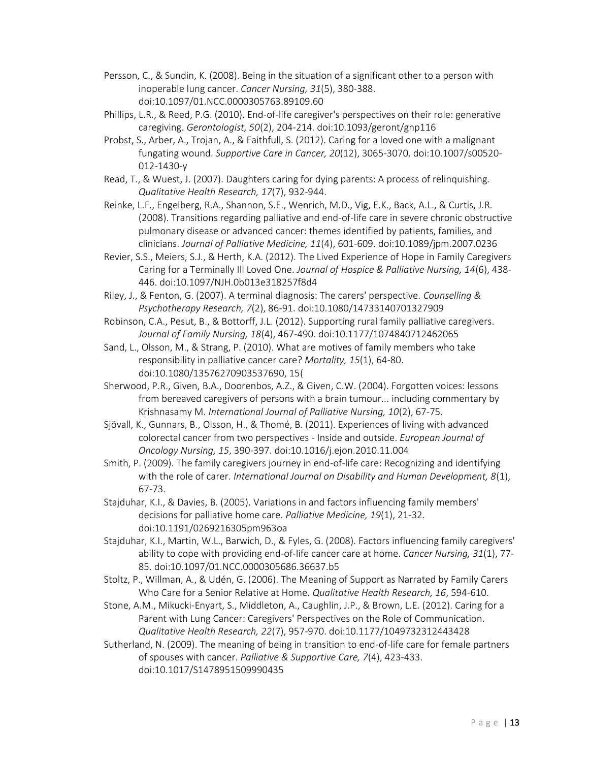Persson, C., & Sundin, K. (2008). Being in the situation of a significant other to a person with inoperable lung cancer. *Cancer Nursing, 31*(5), 380-388. doi:10.1097/01.NCC.0000305763.89109.60

Phillips, L.R., & Reed, P.G. (2010). End-of-life caregiver's perspectives on their role: generative caregiving. *Gerontologist, 50*(2), 204-214. doi:10.1093/geront/gnp116

Probst, S., Arber, A., Trojan, A., & Faithfull, S. (2012). Caring for a loved one with a malignant fungating wound. *Supportive Care in Cancer, 20*(12), 3065-3070. doi:10.1007/s00520-012-1430-y

Read, T., & Wuest, J. (2007). Daughters caring for dying parents: A process of relinquishing. *Qualitative Health Research, 17*(7), 932-944.

Reinke, L.F., Engelberg, R.A., Shannon, S.E., Wenrich, M.D., Vig, E.K., Back, A.L., & Curtis, J.R. (2008). Transitions regarding palliative and end-of-life care in severe chronic obstructive pulmonary disease or advanced cancer: themes identified by patients, families, and clinicians. *Journal of Palliative Medicine, 11*(4), 601-609. doi:10.1089/jpm.2007.0236

Revier, S.S., Meiers, S.J., & Herth, K.A. (2012). The Lived Experience of Hope in Family Caregivers Caring for a Terminally Ill Loved One. *Journal of Hospice & Palliative Nursing, 14*(6), 438-446. doi:10.1097/NJH.0b013e318257f8d4

Riley, J., & Fenton, G. (2007). A terminal diagnosis: The carers' perspective. *Counselling & Psychotherapy Research, 7*(2), 86-91. doi:10.1080/14733140701327909

Robinson, C.A., Pesut, B., & Bottorff, J.L. (2012). Supporting rural family palliative caregivers. *Journal of Family Nursing, 18*(4), 467-490. doi:10.1177/1074840712462065

Sand, L., Olsson, M., & Strang, P. (2010). What are motives of family members who take responsibility in palliative cancer care? *Mortality, 15*(1), 64-80. doi:10.1080/13576270903537690, 15(

Sherwood, P.R., Given, B.A., Doorenbos, A.Z., & Given, C.W. (2004). Forgotten voices: lessons from bereaved caregivers of persons with a brain tumour... including commentary by Krishnasamy M. *International Journal of Palliative Nursing, 10*(2), 67-75.

Sjövall, K., Gunnars, B., Olsson, H., & Thomé, B. (2011). Experiences of living with advanced colorectal cancer from two perspectives - Inside and outside. *European Journal of Oncology Nursing, 15*, 390-397. doi:10.1016/j.ejon.2010.11.004

Smith, P. (2009). The family caregivers journey in end-of-life care: Recognizing and identifying with the role of carer. *International Journal on Disability and Human Development, 8*(1), 67-73.

Stajduhar, K.I., & Davies, B. (2005). Variations in and factors influencing family members' decisions for palliative home care. *Palliative Medicine, 19*(1), 21-32. doi:10.1191/0269216305pm963oa

Stajduhar, K.I., Martin, W.L., Barwich, D., & Fyles, G. (2008). Factors influencing family caregivers' ability to cope with providing end-of-life cancer care at home. *Cancer Nursing, 31*(1), 77-85. doi:10.1097/01.NCC.0000305686.36637.b5

Stoltz, P., Willman, A., & Udén, G. (2006). The Meaning of Support as Narrated by Family Carers Who Care for a Senior Relative at Home. *Qualitative Health Research, 16*, 594-610.

Stone, A.M., Mikucki-Enyart, S., Middleton, A., Caughlin, J.P., & Brown, L.E. (2012). Caring for a Parent with Lung Cancer: Caregivers' Perspectives on the Role of Communication. *Qualitative Health Research, 22*(7), 957-970. doi:10.1177/1049732312443428

Sutherland, N. (2009). The meaning of being in transition to end-of-life care for female partners of spouses with cancer. *Palliative & Supportive Care, 7*(4), 423-433. doi:10.1017/S1478951509990435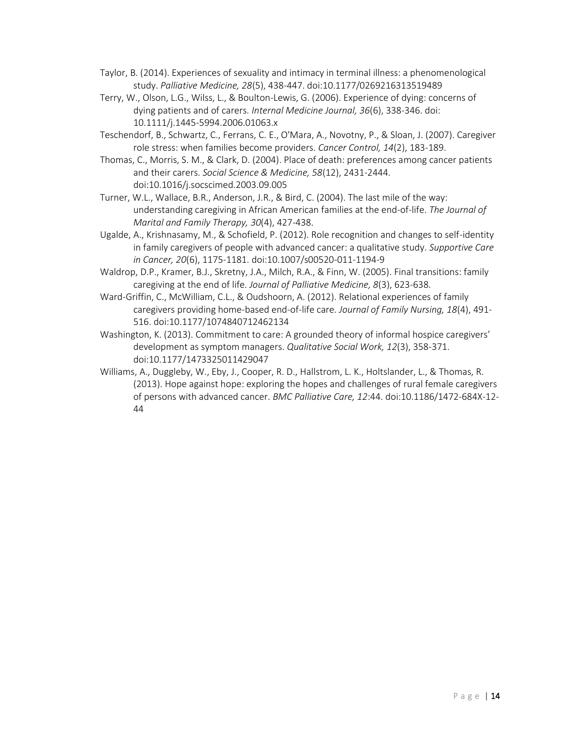Taylor, B. (2014). Experiences of sexuality and intimacy in terminal illness: a phenomenological study. *Palliative Medicine, 28*(5), 438-447. doi:10.1177/0269216313519489

Terry, W., Olson, L.G., Wilss, L., & Boulton-Lewis, G. (2006). Experience of dying: concerns of dying patients and of carers. *Internal Medicine Journal, 36*(6), 338-346. doi: 10.1111/j.1445-5994.2006.01063.x

Teschendorf, B., Schwartz, C., Ferrans, C. E., O'Mara, A., Novotny, P., & Sloan, J. (2007). Caregiver role stress: when families become providers. *Cancer Control, 14*(2), 183-189.

Thomas, C., Morris, S. M., & Clark, D. (2004). Place of death: preferences among cancer patients and their carers. *Social Science & Medicine, 58*(12), 2431-2444. doi:10.1016/j.socscimed.2003.09.005

Turner, W.L., Wallace, B.R., Anderson, J.R., & Bird, C. (2004). The last mile of the way: understanding caregiving in African American families at the end-of-life. *The Journal of Marital and Family Therapy, 30*(4), 427-438.

Ugalde, A., Krishnasamy, M., & Schofield, P. (2012). Role recognition and changes to self-identity in family caregivers of people with advanced cancer: a qualitative study. *Supportive Care in Cancer, 20*(6), 1175-1181. doi:10.1007/s00520-011-1194-9

Waldrop, D.P., Kramer, B.J., Skretny, J.A., Milch, R.A., & Finn, W. (2005). Final transitions: family caregiving at the end of life. *Journal of Palliative Medicine, 8*(3), 623-638.

Ward-Griffin, C., McWilliam, C.L., & Oudshoorn, A. (2012). Relational experiences of family caregivers providing home-based end-of-life care. *Journal of Family Nursing, 18*(4), 491-516. doi:10.1177/1074840712462134

Washington, K. (2013). Commitment to care: A grounded theory of informal hospice caregivers' development as symptom managers. *Qualitative Social Work, 12*(3), 358-371. doi:10.1177/1473325011429047

Williams, A., Duggleby, W., Eby, J., Cooper, R. D., Hallstrom, L. K., Holtslander, L., & Thomas, R. (2013). Hope against hope: exploring the hopes and challenges of rural female caregivers of persons with advanced cancer. *BMC Palliative Care, 12*:44. doi:10.1186/1472-684X-12-44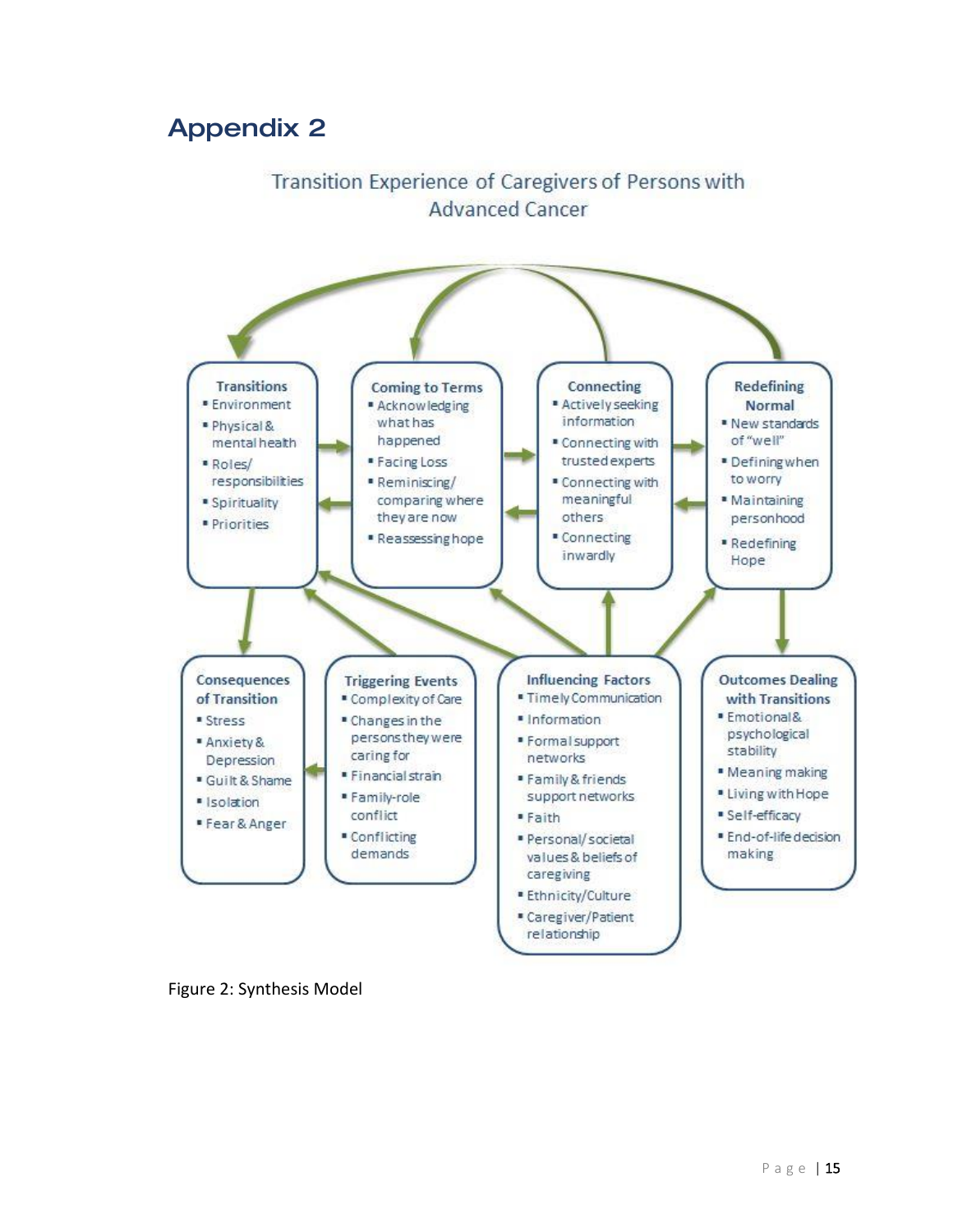## Appendix 2

Transition Experience of Caregivers of Persons with Advanced Cancer

Transitions
- Environment
- Physical & mental health
- Roles/ responsibilities
- Spirituality
- Priorities

Coming to Terms
- Acknowledging what has happened
- Facing Loss
- Reminiscing/ comparing where they are now
- Reassessing hope

Connecting
- Actively seeking information
- Connecting with trusted experts
- Connecting with meaningful others
- Connecting inwardly

Redefining Normal
- New standards of "well"
- Defining when to worry
- Maintaining personhood
- Redefining Hope

Consequences of Transition
- Stress
- Anxiety & Depression
- Guilt & Shame
- Isolation
- Fear & Anger

Triggering Events
- Complexity of Care
- Changes in the persons they were caring for
- Financial strain
- Family-role conflict
- Conflicting demands

Influencing Factors
- Timely Communication
- Information
- Formal support networks
- Family & friends support networks
- Faith
- Personal/ societal values & beliefs of caregiving
- Ethnicity/Culture
- Caregiver/Patient relationship

Outcomes Dealing with Transitions
- Emotional & psychological stability
- Meaning making
- Living with Hope
- Self-efficacy
- End-of-life decision making

Figure 2: Synthesis Model